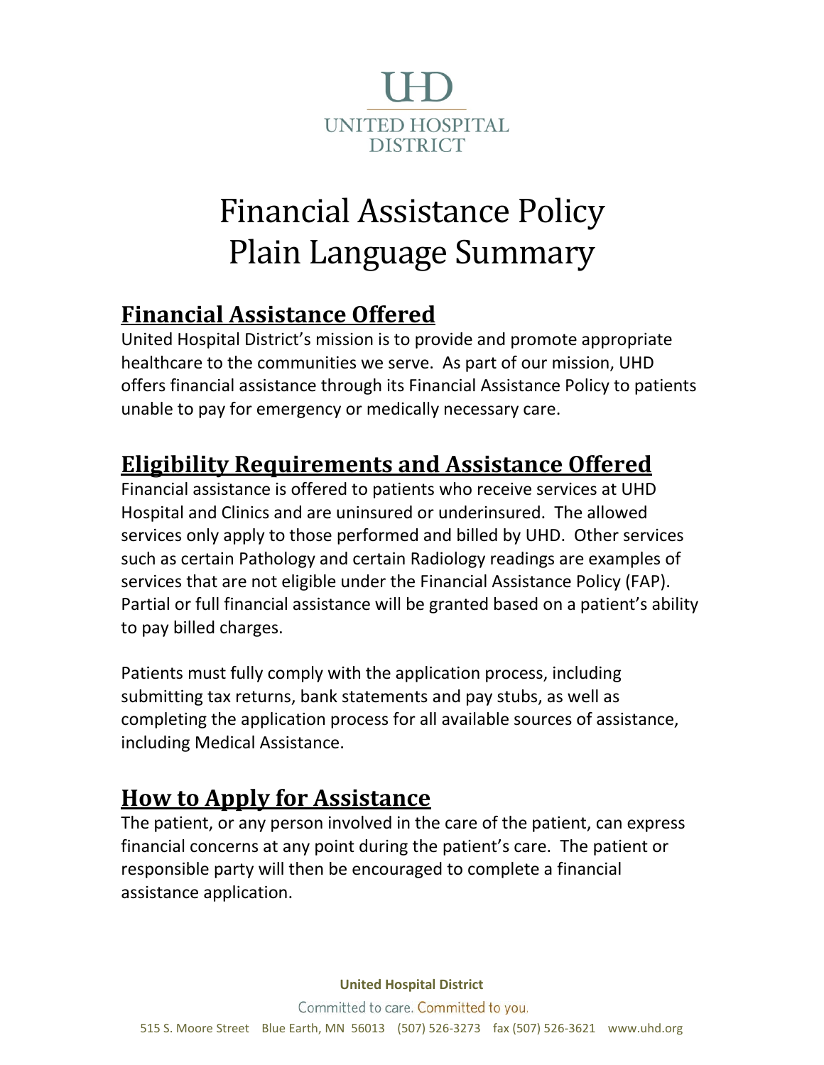# Financial Assistance Policy Plain Language Summary

## Financial Assistance Offered

United Hospital District's mission is to provide and promote appropriate healthcare to the communities we serve. As part of our mission, UHD offers financial assistance through its Financial Assistance Policy to patients unable to pay for emergency or medically necessary care.

## Eligibility Requirements and Assistance Offered

Financial assistance is offered to patients who receive services at UHD Hospital and Clinics and are uninsured or underinsured. The allowed services only apply to those performed and billed by UHD. Other services such as certain Pathology and certain Radiology readings are examples of services that are not eligible under the Financial Assistance Policy (FAP). Partial or full financial assistance will be granted based on a patient's ability to pay billed charges.

Patients must fully comply with the application process, including submitting tax returns, bank statements and pay stubs, as well as completing the application process for all available sources of assistance, including Medical Assistance.

## How to Apply for Assistance

The patient, or any person involved in the care of the patient, can express financial concerns at any point during the patient's care. The patient or responsible party will then be encouraged to complete a financial assistance application.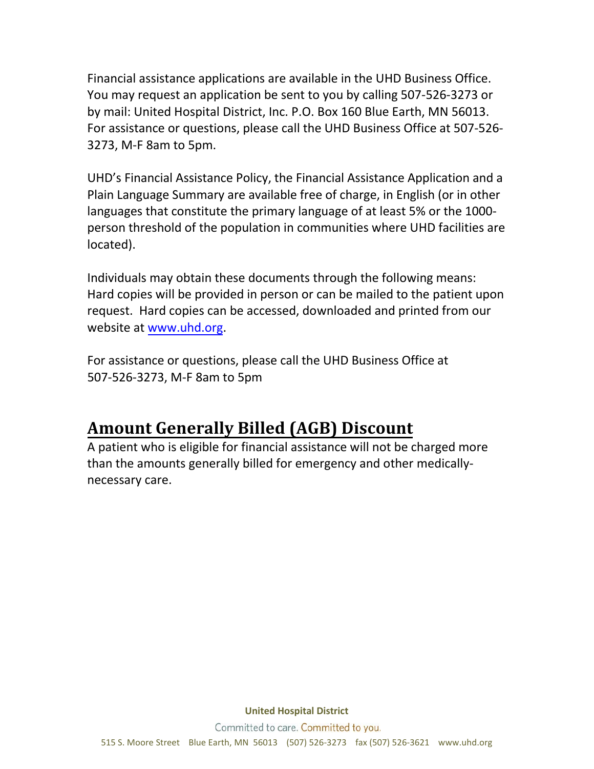Financial assistance applications are available in the UHD Business Office. You may request an application be sent to you by calling 507-526-3273 or by mail: United Hospital District, Inc. P.O. Box 160 Blue Earth, MN 56013. For assistance or questions, please call the UHD Business Office at 507-526-3273, M-F 8am to 5pm.

UHD's Financial Assistance Policy, the Financial Assistance Application and a Plain Language Summary are available free of charge, in English (or in other languages that constitute the primary language of at least 5% or the 1000-person threshold of the population in communities where UHD facilities are located).

Individuals may obtain these documents through the following means: Hard copies will be provided in person or can be mailed to the patient upon request. Hard copies can be accessed, downloaded and printed from our website at [www.uhd.org](http://www.uhd.org).

For assistance or questions, please call the UHD Business Office at 507-526-3273, M-F 8am to 5pm

## Amount Generally Billed (AGB) Discount

A patient who is eligible for financial assistance will not be charged more than the amounts generally billed for emergency and other medically-necessary care.

**United Hospital District**

Committed to care. Committed to you.

515 S. Moore Street Blue Earth, MN 56013 (507) 526-3273 fax (507) 526-3621 www.uhd.org